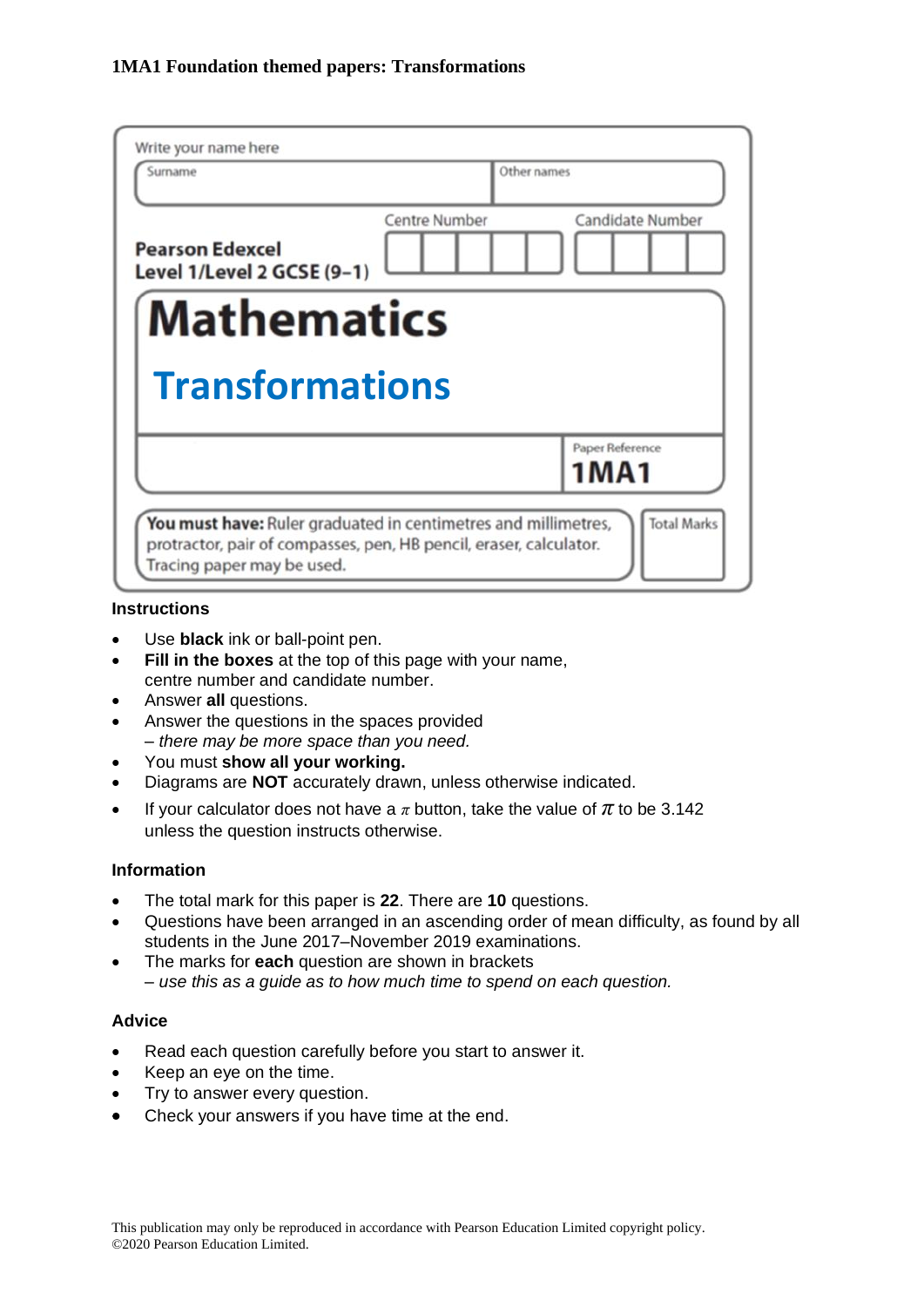**1MA1 Foundation themed papers: Transformations**

Write your name here

| Surname | Other names |
|---|---|
| | |

**Pearson Edexcel**
**Level 1/Level 2 GCSE (9–1)**

Centre Number | Candidate Number

# Mathematics

## Transformations

Paper Reference **1MA1**

**You must have:** Ruler graduated in centimetres and millimetres, protractor, pair of compasses, pen, HB pencil, eraser, calculator. Tracing paper may be used.

Total Marks

### Instructions

- Use **black** ink or ball-point pen.
- **Fill in the boxes** at the top of this page with your name, centre number and candidate number.
- Answer **all** questions.
- Answer the questions in the spaces provided
  *– there may be more space than you need.*
- You must **show all your working.**
- Diagrams are **NOT** accurately drawn, unless otherwise indicated.
- If your calculator does not have a $\pi$ button, take the value of $\pi$ to be 3.142 unless the question instructs otherwise.

### Information

- The total mark for this paper is **22**. There are **10** questions.
- Questions have been arranged in an ascending order of mean difficulty, as found by all students in the June 2017–November 2019 examinations.
- The marks for **each** question are shown in brackets
  *– use this as a guide as to how much time to spend on each question.*

### Advice

- Read each question carefully before you start to answer it.
- Keep an eye on the time.
- Try to answer every question.
- Check your answers if you have time at the end.

This publication may only be reproduced in accordance with Pearson Education Limited copyright policy.
©2020 Pearson Education Limited.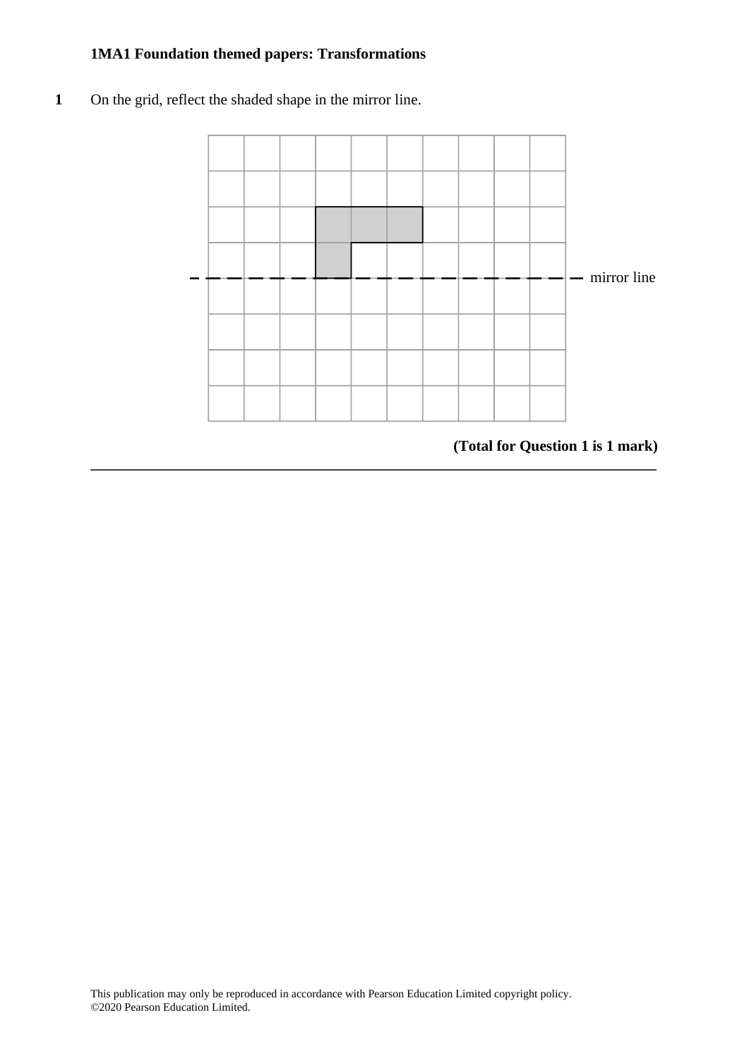**1MA1 Foundation themed papers: Transformations**

**1** On the grid, reflect the shaded shape in the mirror line.

mirror line

**(Total for Question 1 is 1 mark)**

---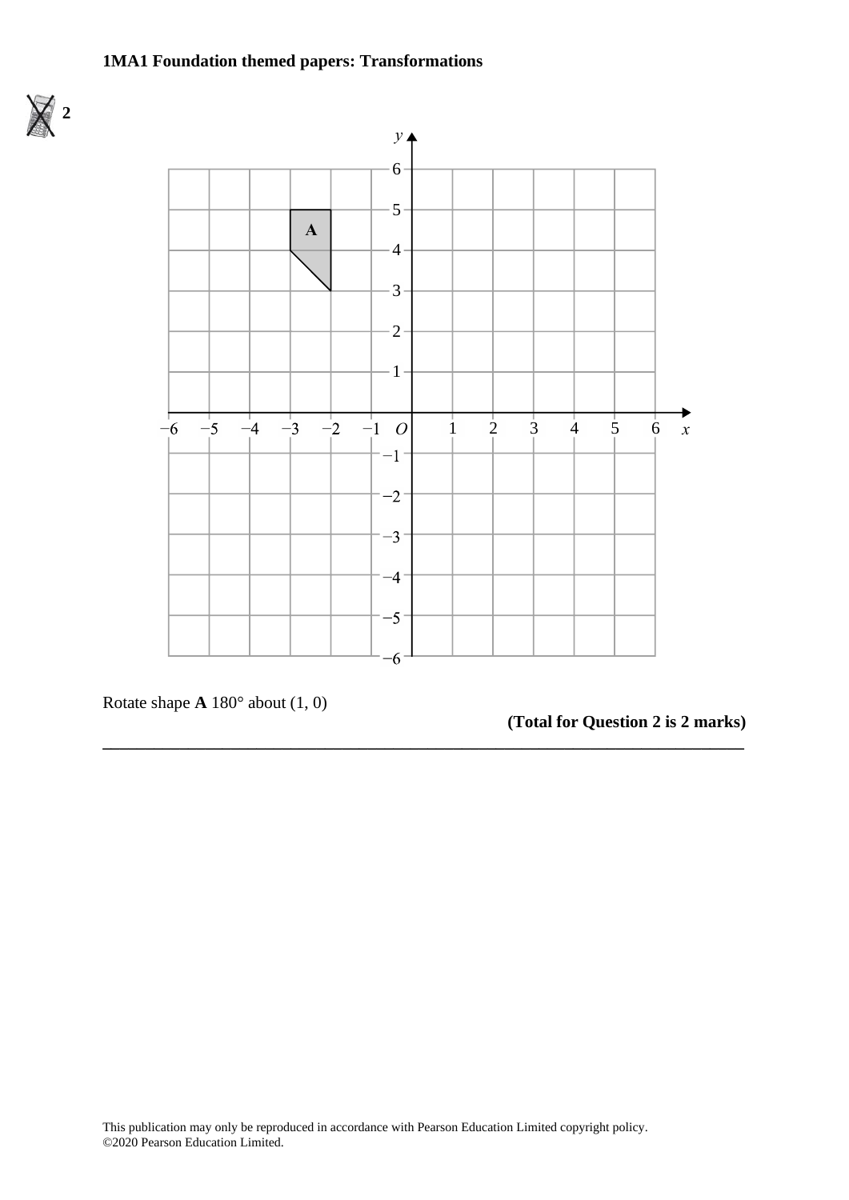**2**

Rotate shape **A** 180° about (1, 0)

**(Total for Question 2 is 2 marks)**

---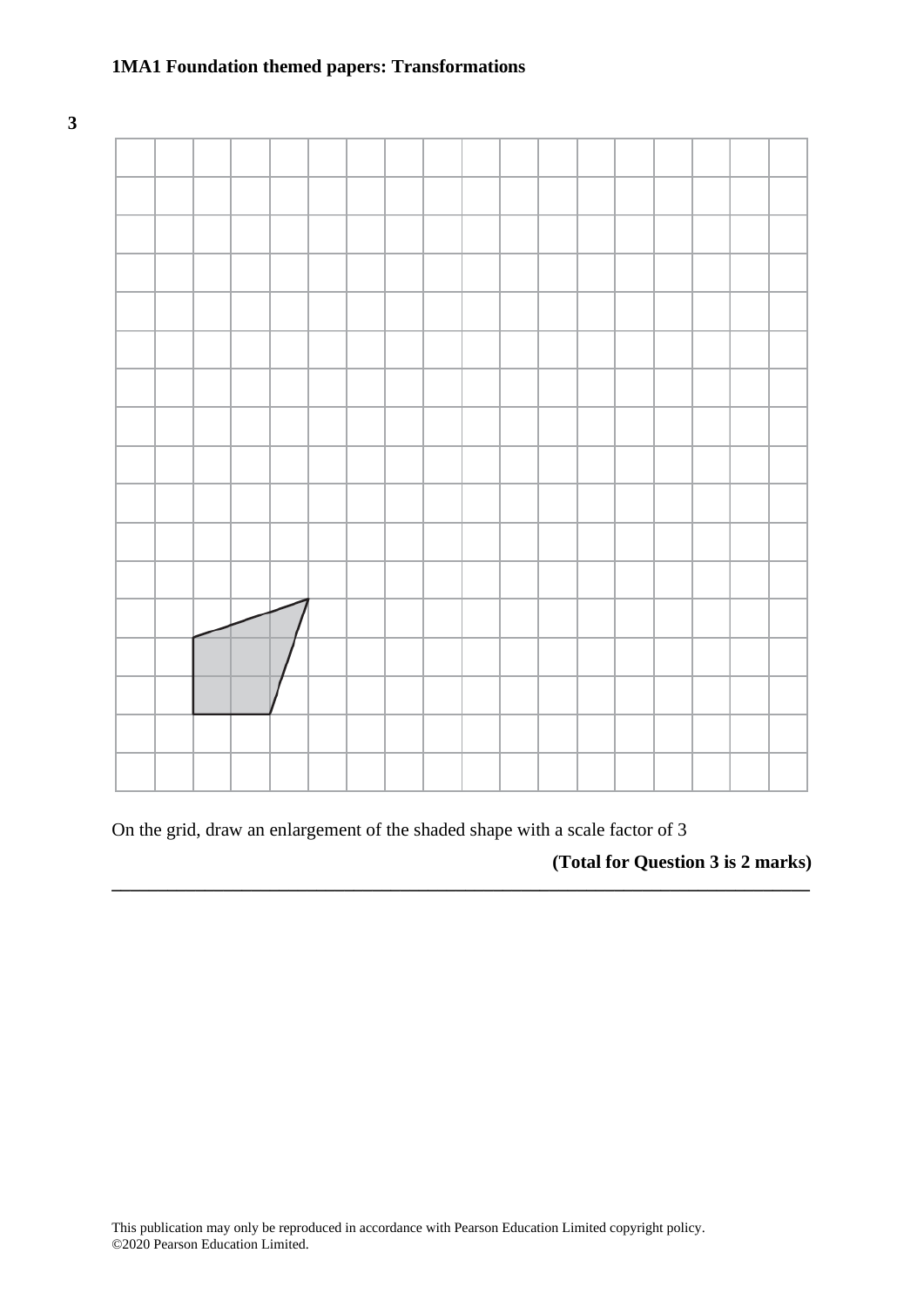**3**

On the grid, draw an enlargement of the shaded shape with a scale factor of 3

**(Total for Question 3 is 2 marks)**

---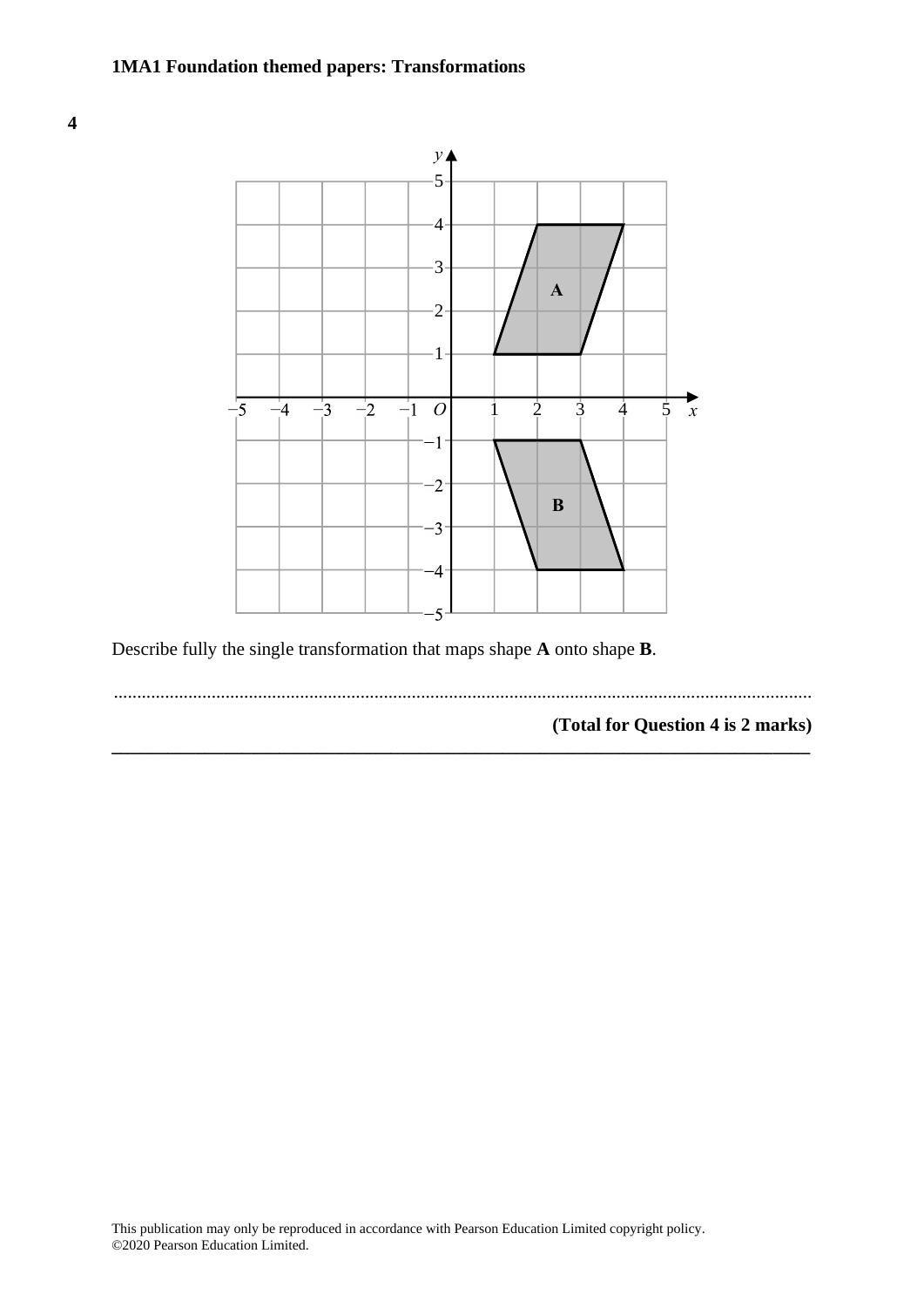**4**

Describe fully the single transformation that maps shape **A** onto shape **B**.

......................................................................................................................................................

**(Total for Question 4 is 2 marks)**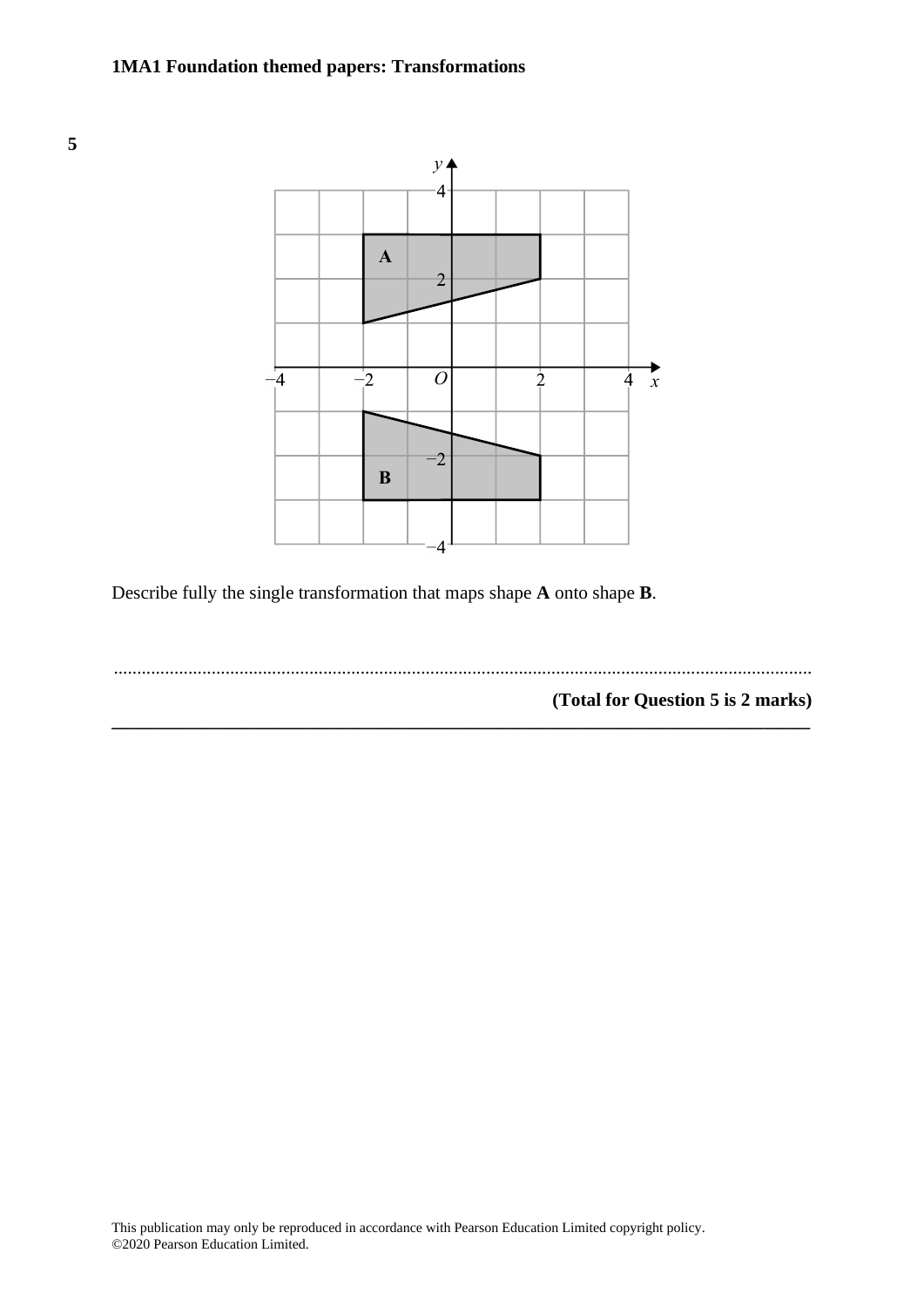**5**

Describe fully the single transformation that maps shape **A** onto shape **B**.

.......................................................................................................................................

**(Total for Question 5 is 2 marks)**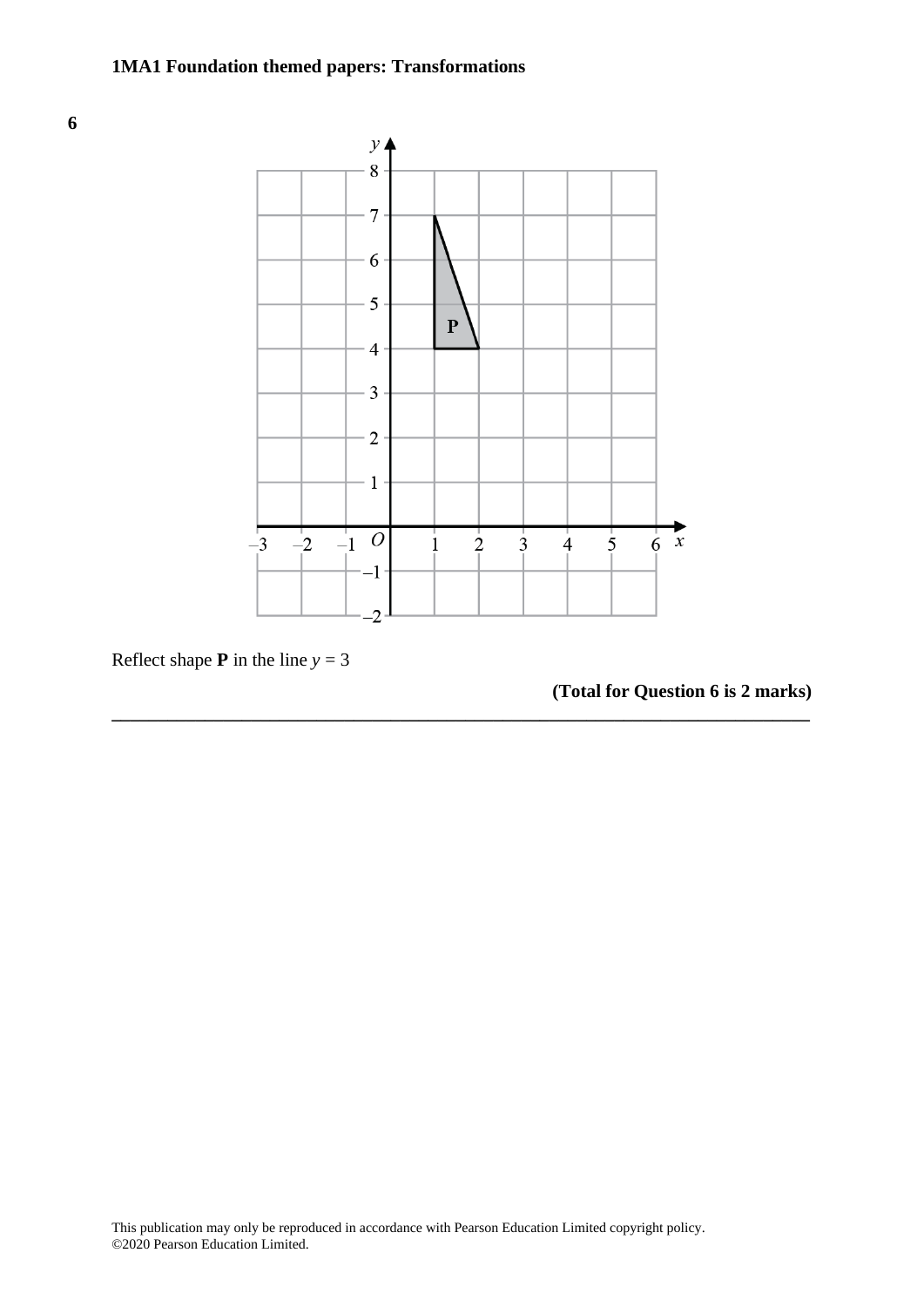**6**

Reflect shape **P** in the line $y = 3$

**(Total for Question 6 is 2 marks)**

---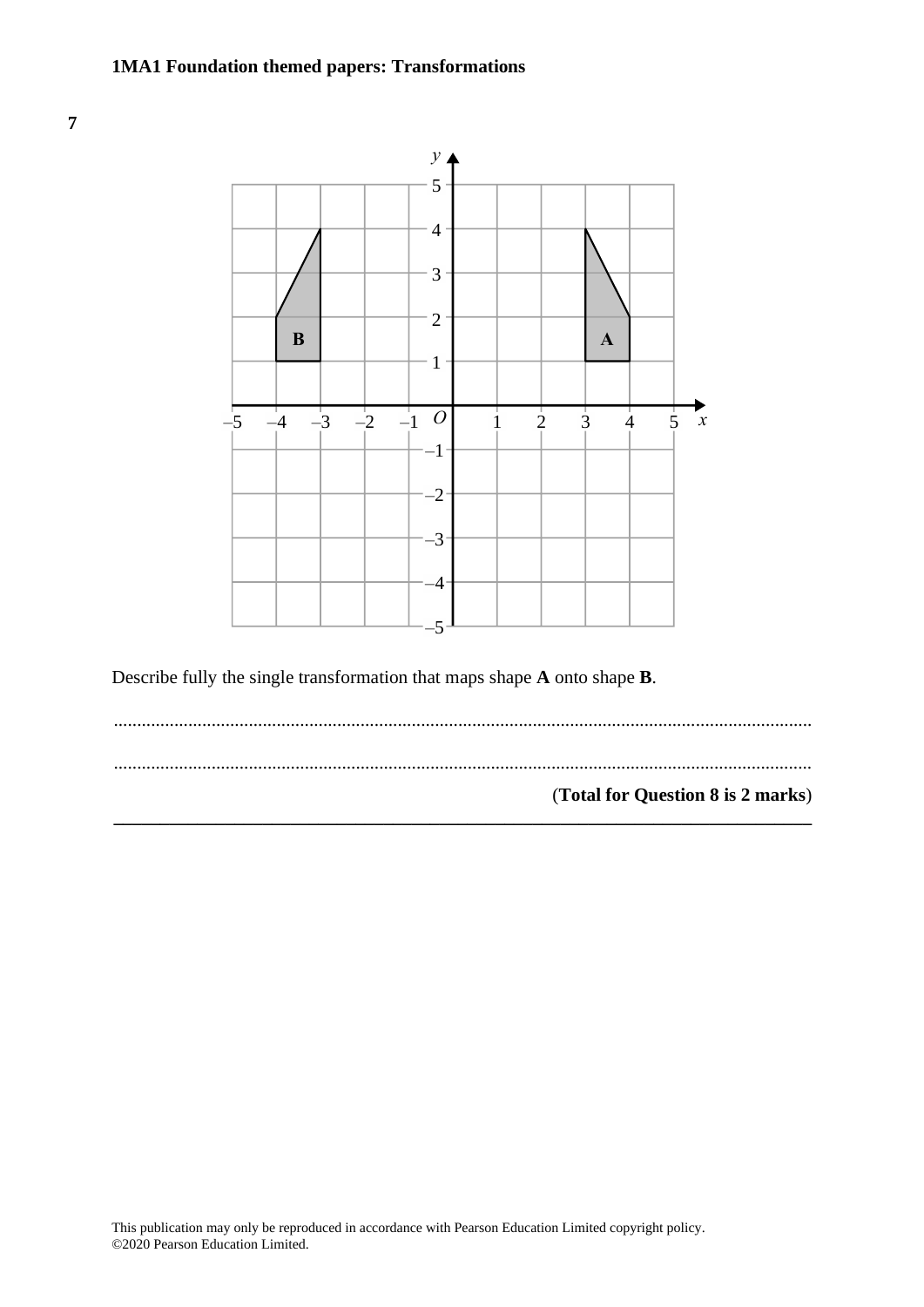**7**

Describe fully the single transformation that maps shape **A** onto shape **B**.

......................................................................................................................................................

......................................................................................................................................................

(**Total for Question 8 is 2 marks**)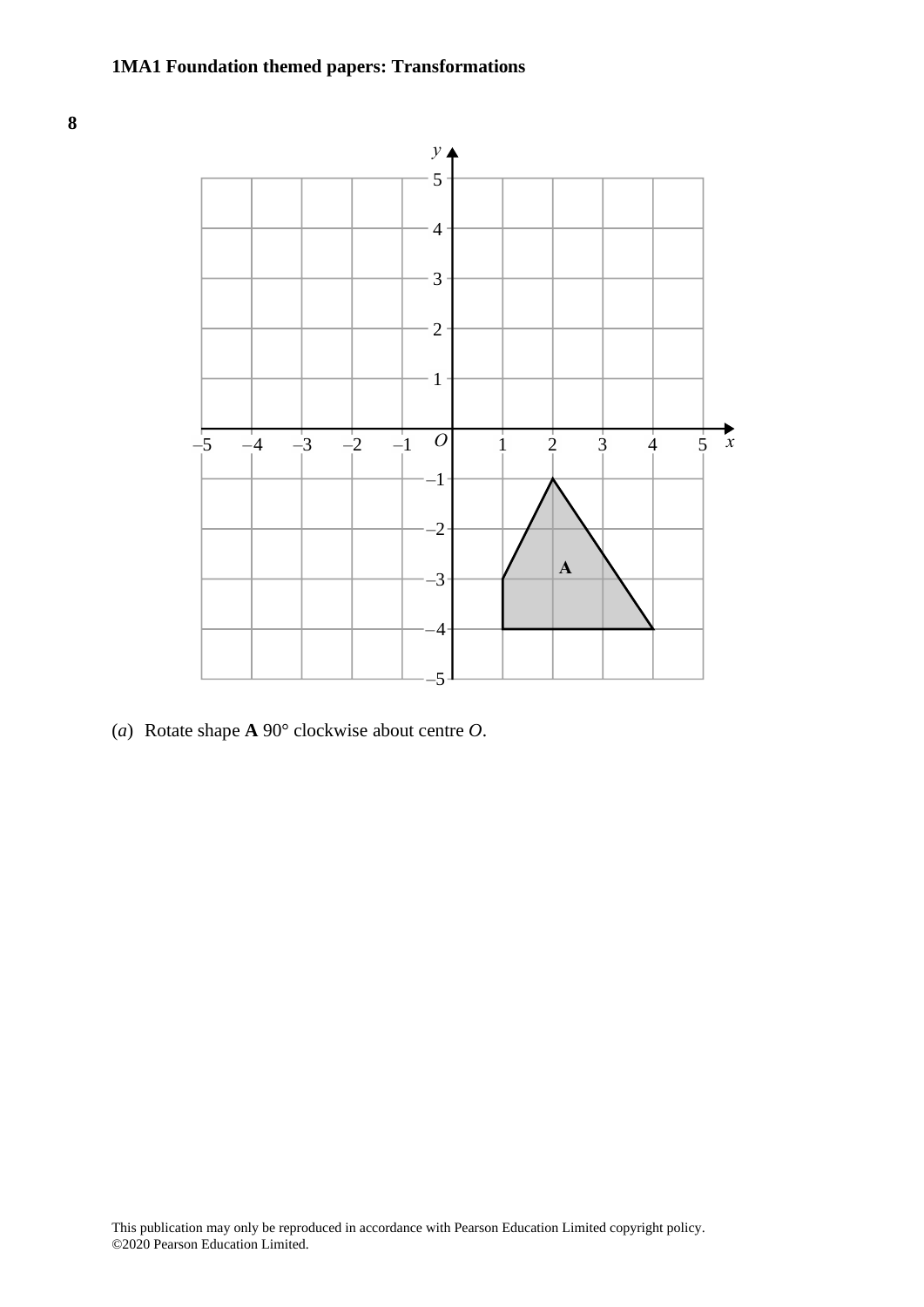**8**

(*a*) Rotate shape **A** 90° clockwise about centre *O*.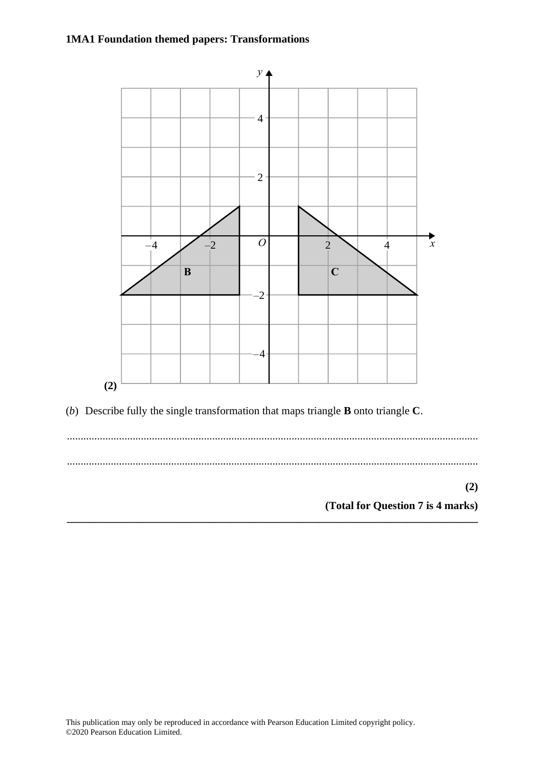**(2)**

(*b*) Describe fully the single transformation that maps triangle **B** onto triangle **C**.

..........................................................................................................................................

..........................................................................................................................................

**(2)**

**(Total for Question 7 is 4 marks)**

---

This publication may only be reproduced in accordance with Pearson Education Limited copyright policy.
©2020 Pearson Education Limited.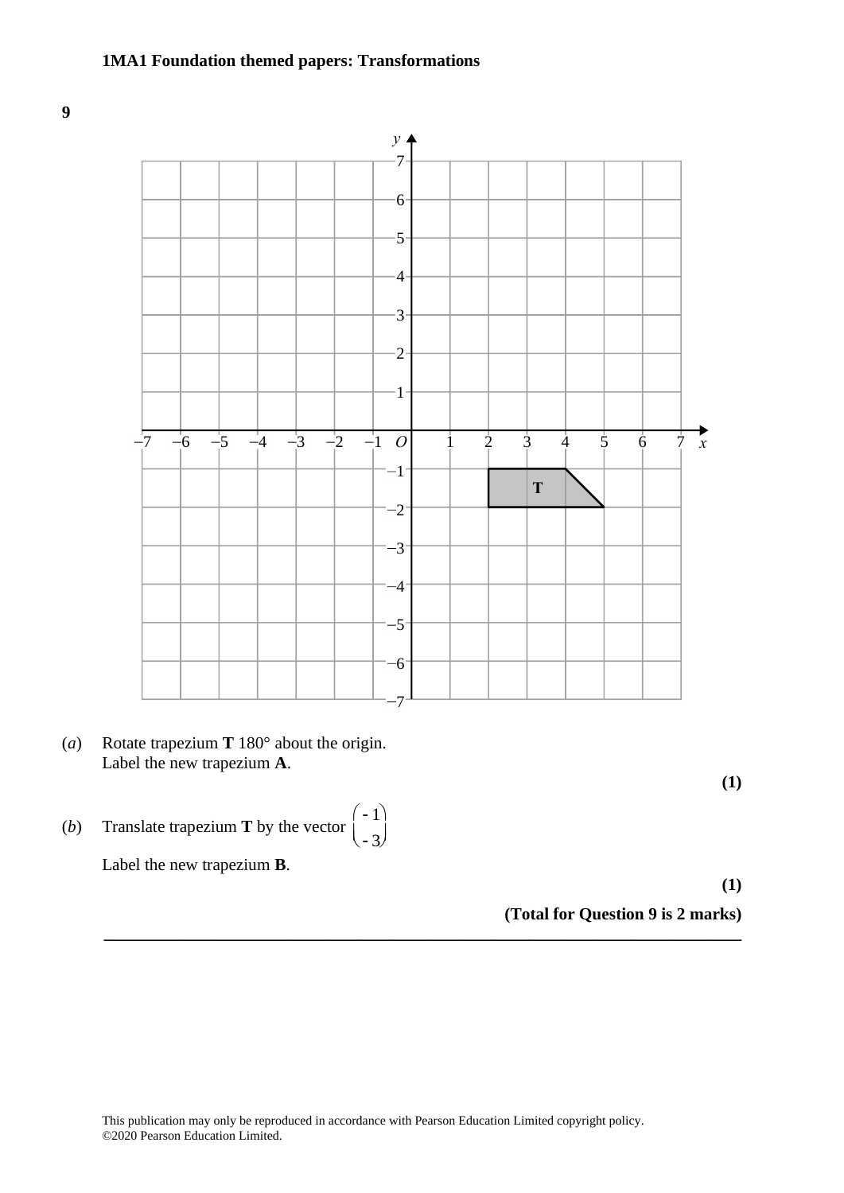**1MA1 Foundation themed papers: Transformations**

**9**

(*a*) Rotate trapezium **T** 180° about the origin.
Label the new trapezium **A**.

**(1)**

(*b*) Translate trapezium **T** by the vector $\begin{pmatrix} -1 \\ -3 \end{pmatrix}$

Label the new trapezium **B**.

**(1)**

**(Total for Question 9 is 2 marks)**

---

This publication may only be reproduced in accordance with Pearson Education Limited copyright policy.
©2020 Pearson Education Limited.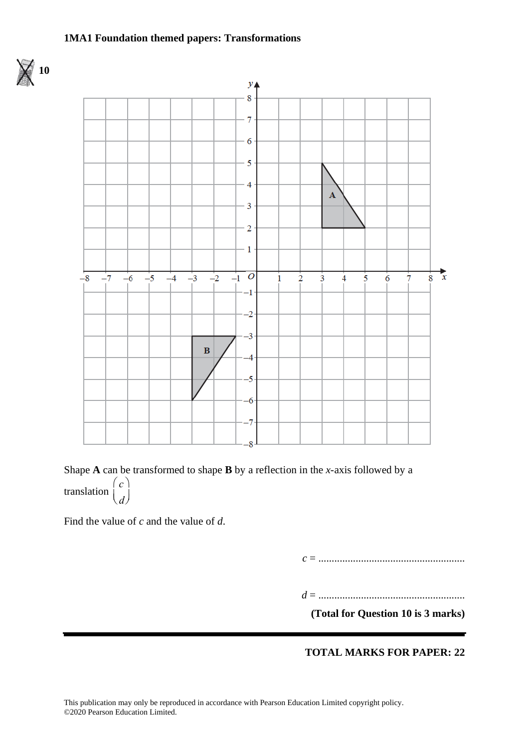**10**

y
8
7
6
5
4
3
2
1
O
−1
−2
−3
−4
−5
−6
−7
−8

−8 −7 −6 −5 −4 −3 −2 −1 1 2 3 4 5 6 7 8 x

A

B

Shape **A** can be transformed to shape **B** by a reflection in the $x$-axis followed by a translation $\begin{pmatrix} c \\ d \end{pmatrix}$

Find the value of $c$ and the value of $d$.

$c$ = .......................................................

$d$ = .......................................................

**(Total for Question 10 is 3 marks)**

---

**TOTAL MARKS FOR PAPER: 22**

This publication may only be reproduced in accordance with Pearson Education Limited copyright policy.
©2020 Pearson Education Limited.